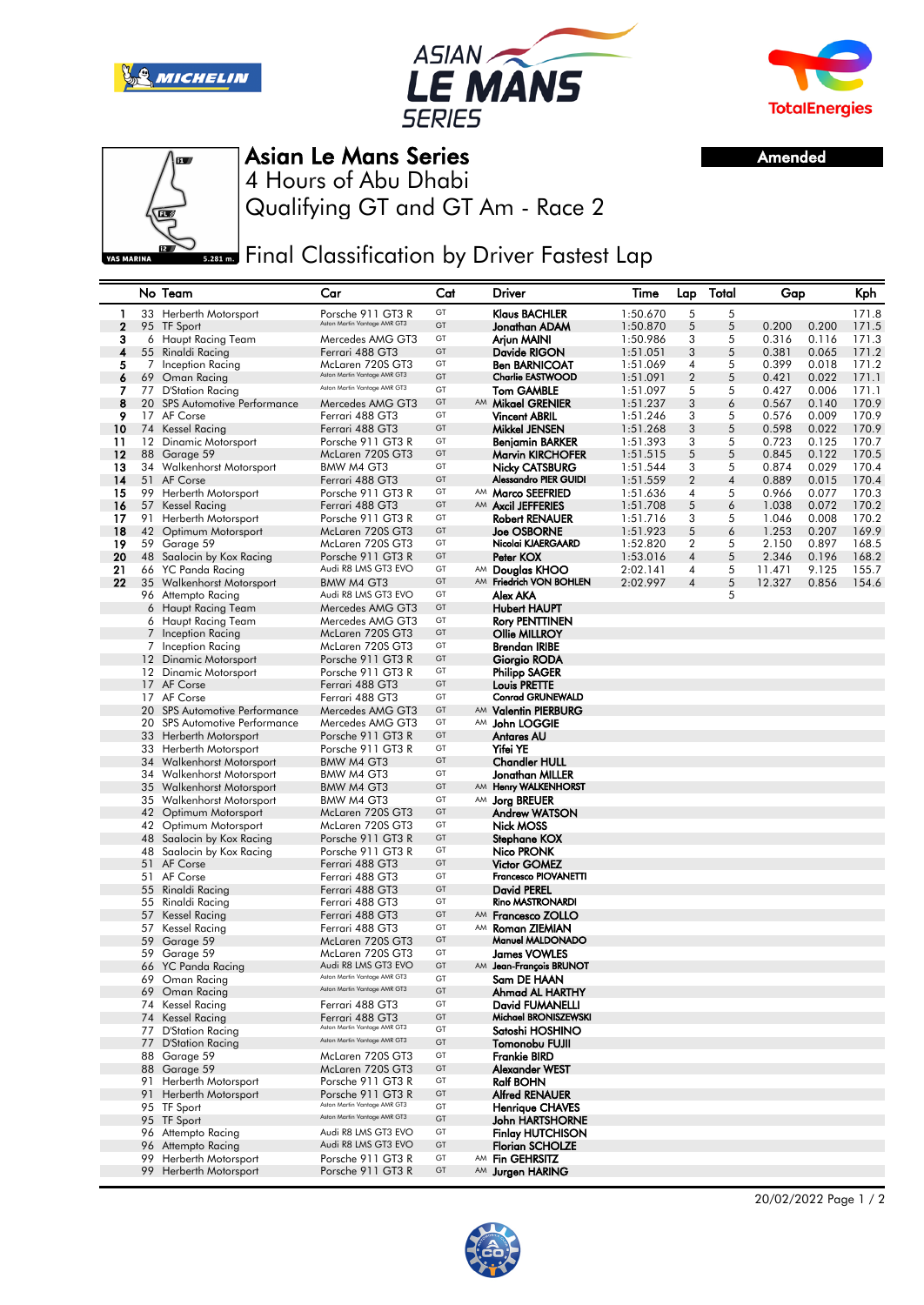# Asian Le Mans Series

4 Hours of Abu Dhabi

Qualifying GT and GT Am - Race 2

**Amended**

## Final Classification by Driver Fastest Lap

| | No | Team | Car | Cat | | Driver | Time | Lap | Total | Gap | | Kph |
|---|---|---|---|---|---|---|---|---|---|---|---|---|
| 1 | 33 | Herberth Motorsport | Porsche 911 GT3 R | GT | | Klaus BACHLER | 1:50.670 | 5 | 5 | | | 171.8 |
| 2 | 95 | TF Sport | Aston Martin Vantage AMR GT3 | GT | | Jonathan ADAM | 1:50.870 | 5 | 5 | 0.200 | 0.200 | 171.5 |
| 3 | 6 | Haupt Racing Team | Mercedes AMG GT3 | GT | | Arjun MAINI | 1:50.986 | 3 | 5 | 0.316 | 0.116 | 171.3 |
| 4 | 55 | Rinaldi Racing | Ferrari 488 GT3 | GT | | Davide RIGON | 1:51.051 | 3 | 5 | 0.381 | 0.065 | 171.2 |
| 5 | 7 | Inception Racing | McLaren 720S GT3 | GT | | Ben BARNICOAT | 1:51.069 | 4 | 5 | 0.399 | 0.018 | 171.2 |
| 6 | 69 | Oman Racing | Aston Martin Vantage AMR GT3 | GT | | Charlie EASTWOOD | 1:51.091 | 2 | 5 | 0.421 | 0.022 | 171.1 |
| 7 | 77 | D'Station Racing | Aston Martin Vantage AMR GT3 | GT | | Tom GAMBLE | 1:51.097 | 5 | 5 | 0.427 | 0.006 | 171.1 |
| 8 | 20 | SPS Automotive Performance | Mercedes AMG GT3 | GT | AM | Mikael GRENIER | 1:51.237 | 3 | 6 | 0.567 | 0.140 | 170.9 |
| 9 | 17 | AF Corse | Ferrari 488 GT3 | GT | | Vincent ABRIL | 1:51.246 | 3 | 5 | 0.576 | 0.009 | 170.9 |
| 10 | 74 | Kessel Racing | Ferrari 488 GT3 | GT | | Mikkel JENSEN | 1:51.268 | 3 | 5 | 0.598 | 0.022 | 170.9 |
| 11 | 12 | Dinamic Motorsport | Porsche 911 GT3 R | GT | | Benjamin BARKER | 1:51.393 | 3 | 5 | 0.723 | 0.125 | 170.7 |
| 12 | 88 | Garage 59 | McLaren 720S GT3 | GT | | Marvin KIRCHOFER | 1:51.515 | 5 | 5 | 0.845 | 0.122 | 170.5 |
| 13 | 34 | Walkenhorst Motorsport | BMW M4 GT3 | GT | | Nicky CATSBURG | 1:51.544 | 3 | 5 | 0.874 | 0.029 | 170.4 |
| 14 | 51 | AF Corse | Ferrari 488 GT3 | GT | | Alessandro PIER GUIDI | 1:51.559 | 2 | 4 | 0.889 | 0.015 | 170.4 |
| 15 | 99 | Herberth Motorsport | Porsche 911 GT3 R | GT | AM | Marco SEEFRIED | 1:51.636 | 4 | 5 | 0.966 | 0.077 | 170.3 |
| 16 | 57 | Kessel Racing | Ferrari 488 GT3 | GT | AM | Axcil JEFFERIES | 1:51.708 | 5 | 6 | 1.038 | 0.072 | 170.2 |
| 17 | 91 | Herberth Motorsport | Porsche 911 GT3 R | GT | | Robert RENAUER | 1:51.716 | 3 | 5 | 1.046 | 0.008 | 170.2 |
| 18 | 42 | Optimum Motorsport | McLaren 720S GT3 | GT | | Joe OSBORNE | 1:51.923 | 5 | 6 | 1.253 | 0.207 | 169.9 |
| 19 | 59 | Garage 59 | McLaren 720S GT3 | GT | | Nicolai KJAERGAARD | 1:52.820 | 2 | 5 | 2.150 | 0.897 | 168.5 |
| 20 | 48 | Saalocin by Kox Racing | Porsche 911 GT3 R | GT | | Peter KOX | 1:53.016 | 4 | 5 | 2.346 | 0.196 | 168.2 |
| 21 | 66 | YC Panda Racing | Audi R8 LMS GT3 EVO | GT | AM | Douglas KHOO | 2:02.141 | 4 | 5 | 11.471 | 9.125 | 155.7 |
| 22 | 35 | Walkenhorst Motorsport | BMW M4 GT3 | GT | AM | Friedrich VON BOHLEN | 2:02.997 | 4 | 5 | 12.327 | 0.856 | 154.6 |
| | 96 | Attempto Racing | Audi R8 LMS GT3 EVO | GT | | Alex AKA | | | 5 | | | |
| | 6 | Haupt Racing Team | Mercedes AMG GT3 | GT | | Hubert HAUPT | | | | | | |
| | 6 | Haupt Racing Team | Mercedes AMG GT3 | GT | | Rory PENTTINEN | | | | | | |
| | 7 | Inception Racing | McLaren 720S GT3 | GT | | Ollie MILLROY | | | | | | |
| | 7 | Inception Racing | McLaren 720S GT3 | GT | | Brendan IRIBE | | | | | | |
| | 12 | Dinamic Motorsport | Porsche 911 GT3 R | GT | | Giorgio RODA | | | | | | |
| | 12 | Dinamic Motorsport | Porsche 911 GT3 R | GT | | Philipp SAGER | | | | | | |
| | 17 | AF Corse | Ferrari 488 GT3 | GT | | Louis PRETTE | | | | | | |
| | 17 | AF Corse | Ferrari 488 GT3 | GT | | Conrad GRUNEWALD | | | | | | |
| | 20 | SPS Automotive Performance | Mercedes AMG GT3 | GT | AM | Valentin PIERBURG | | | | | | |
| | 20 | SPS Automotive Performance | Mercedes AMG GT3 | GT | AM | John LOGGIE | | | | | | |
| | 33 | Herberth Motorsport | Porsche 911 GT3 R | GT | | Antares AU | | | | | | |
| | 33 | Herberth Motorsport | Porsche 911 GT3 R | GT | | Yifei YE | | | | | | |
| | 34 | Walkenhorst Motorsport | BMW M4 GT3 | GT | | Chandler HULL | | | | | | |
| | 34 | Walkenhorst Motorsport | BMW M4 GT3 | GT | | Jonathan MILLER | | | | | | |
| | 35 | Walkenhorst Motorsport | BMW M4 GT3 | GT | AM | Henry WALKENHORST | | | | | | |
| | 35 | Walkenhorst Motorsport | BMW M4 GT3 | GT | AM | Jorg BREUER | | | | | | |
| | 42 | Optimum Motorsport | McLaren 720S GT3 | GT | | Andrew WATSON | | | | | | |
| | 42 | Optimum Motorsport | McLaren 720S GT3 | GT | | Nick MOSS | | | | | | |
| | 48 | Saalocin by Kox Racing | Porsche 911 GT3 R | GT | | Stephane KOX | | | | | | |
| | 48 | Saalocin by Kox Racing | Porsche 911 GT3 R | GT | | Nico PRONK | | | | | | |
| | 51 | AF Corse | Ferrari 488 GT3 | GT | | Victor GOMEZ | | | | | | |
| | 51 | AF Corse | Ferrari 488 GT3 | GT | | Francesco PIOVANETTI | | | | | | |
| | 55 | Rinaldi Racing | Ferrari 488 GT3 | GT | | David PEREL | | | | | | |
| | 55 | Rinaldi Racing | Ferrari 488 GT3 | GT | | Rino MASTRONARDI | | | | | | |
| | 57 | Kessel Racing | Ferrari 488 GT3 | GT | AM | Francesco ZOLLO | | | | | | |
| | 57 | Kessel Racing | Ferrari 488 GT3 | GT | AM | Roman ZIEMIAN | | | | | | |
| | 59 | Garage 59 | McLaren 720S GT3 | GT | | Manuel MALDONADO | | | | | | |
| | 59 | Garage 59 | McLaren 720S GT3 | GT | | James VOWLES | | | | | | |
| | 66 | YC Panda Racing | Audi R8 LMS GT3 EVO | GT | AM | Jean-François BRUNOT | | | | | | |
| | 69 | Oman Racing | Aston Martin Vantage AMR GT3 | GT | | Sam DE HAAN | | | | | | |
| | 69 | Oman Racing | Aston Martin Vantage AMR GT3 | GT | | Ahmad AL HARTHY | | | | | | |
| | 74 | Kessel Racing | Ferrari 488 GT3 | GT | | David FUMANELLI | | | | | | |
| | 74 | Kessel Racing | Ferrari 488 GT3 | GT | | Michael BRONISZEWSKI | | | | | | |
| | 77 | D'Station Racing | Aston Martin Vantage AMR GT3 | GT | | Satoshi HOSHINO | | | | | | |
| | 77 | D'Station Racing | Aston Martin Vantage AMR GT3 | GT | | Tomonobu FUJII | | | | | | |
| | 88 | Garage 59 | McLaren 720S GT3 | GT | | Frankie BIRD | | | | | | |
| | 88 | Garage 59 | McLaren 720S GT3 | GT | | Alexander WEST | | | | | | |
| | 91 | Herberth Motorsport | Porsche 911 GT3 R | GT | | Ralf BOHN | | | | | | |
| | 91 | Herberth Motorsport | Porsche 911 GT3 R | GT | | Alfred RENAUER | | | | | | |
| | 95 | TF Sport | Aston Martin Vantage AMR GT3 | GT | | Henrique CHAVES | | | | | | |
| | 95 | TF Sport | Aston Martin Vantage AMR GT3 | GT | | John HARTSHORNE | | | | | | |
| | 96 | Attempto Racing | Audi R8 LMS GT3 EVO | GT | | Finlay HUTCHISON | | | | | | |
| | 96 | Attempto Racing | Audi R8 LMS GT3 EVO | GT | | Florian SCHOLZE | | | | | | |
| | 99 | Herberth Motorsport | Porsche 911 GT3 R | GT | AM | Fin GEHRSITZ | | | | | | |
| | 99 | Herberth Motorsport | Porsche 911 GT3 R | GT | AM | Jurgen HARING | | | | | | |

20/02/2022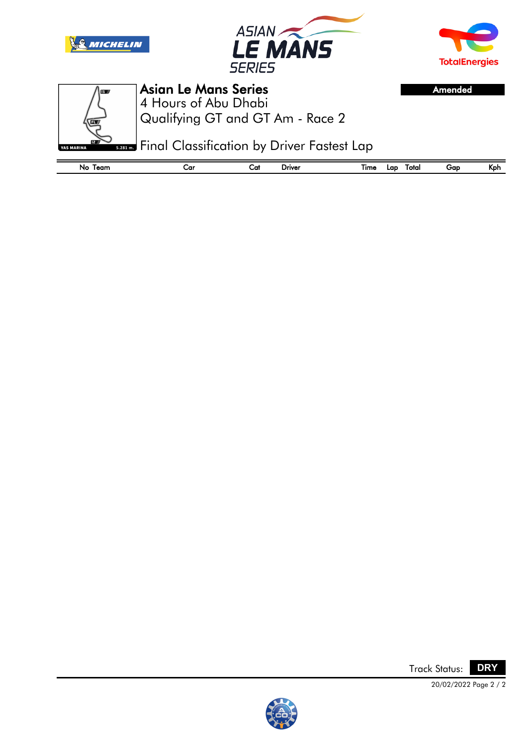# Asian Le Mans Series

4 Hours of Abu Dhabi

Qualifying GT and GT Am - Race 2

**Amended**

Final Classification by Driver Fastest Lap

| No | Team | Car | Cat | Driver | Time | Lap | Total | Gap | Kph |
|---|---|---|---|---|---|---|---|---|---|

Track Status: **DRY**

20/02/2022